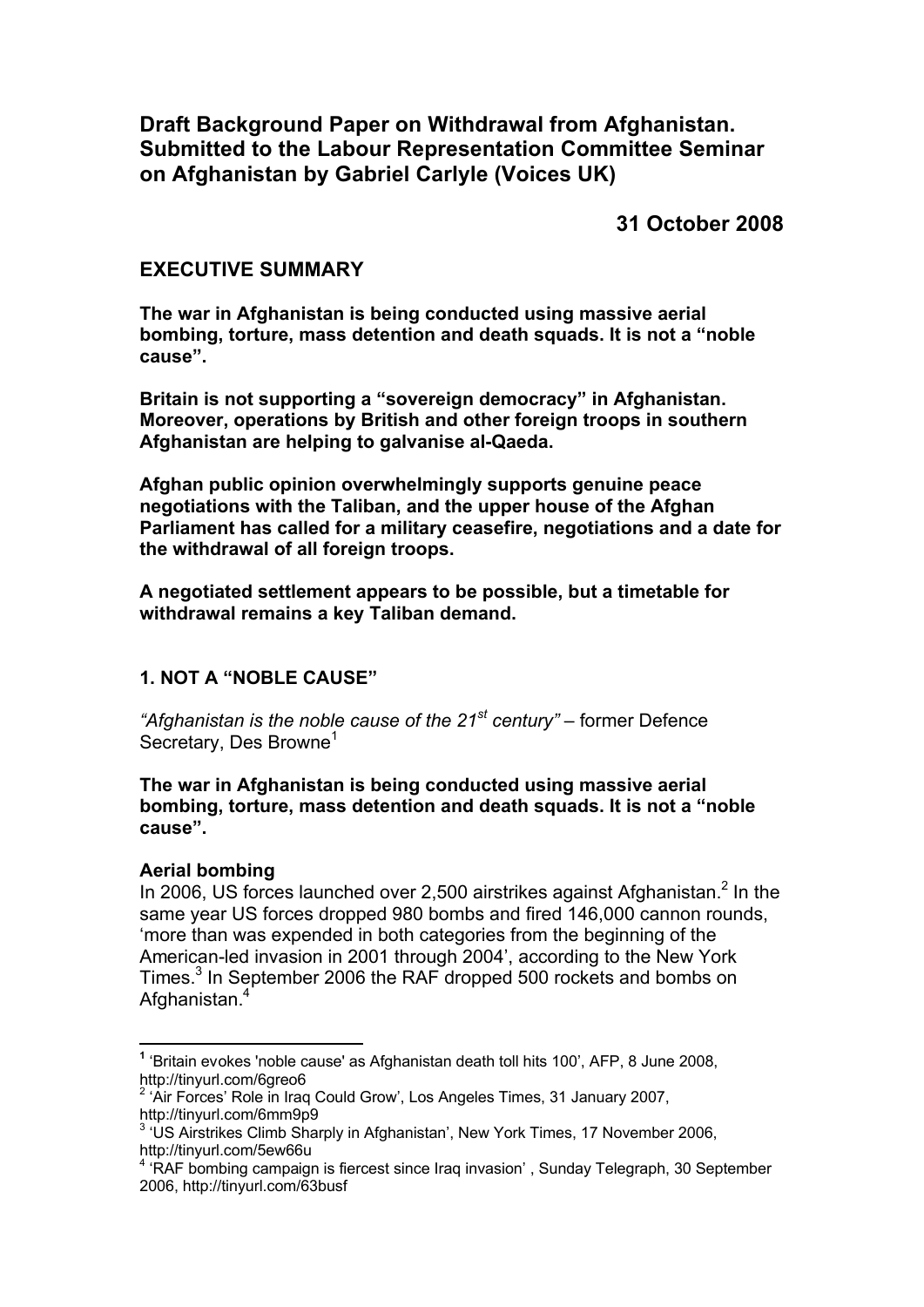# Draft Background Paper on Withdrawal from Afghanistan. Submitted to the Labour Representation Committee Seminar on Afghanistan by Gabriel Carlyle (Voices UK)

**31 October 2008**

## EXECUTIVE SUMMARY

**The war in Afghanistan is being conducted using massive aerial bombing, torture, mass detention and death squads. It is not a "noble cause".**

**Britain is not supporting a "sovereign democracy" in Afghanistan. Moreover, operations by British and other foreign troops in southern Afghanistan are helping to galvanise al-Qaeda.**

**Afghan public opinion overwhelmingly supports genuine peace negotiations with the Taliban, and the upper house of the Afghan Parliament has called for a military ceasefire, negotiations and a date for the withdrawal of all foreign troops.**

**A negotiated settlement appears to be possible, but a timetable for withdrawal remains a key Taliban demand.**

## 1. NOT A "NOBLE CAUSE"

*"Afghanistan is the noble cause of the 21st century"* – former Defence Secretary, Des Browne[1]

**The war in Afghanistan is being conducted using massive aerial bombing, torture, mass detention and death squads. It is not a "noble cause".**

### Aerial bombing

In 2006, US forces launched over 2,500 airstrikes against Afghanistan.[2] In the same year US forces dropped 980 bombs and fired 146,000 cannon rounds, 'more than was expended in both categories from the beginning of the American-led invasion in 2001 through 2004', according to the New York Times.[3] In September 2006 the RAF dropped 500 rockets and bombs on Afghanistan.[4]

---

[1] 'Britain evokes 'noble cause' as Afghanistan death toll hits 100', AFP, 8 June 2008, http://tinyurl.com/6greo6

[2] 'Air Forces' Role in Iraq Could Grow', Los Angeles Times, 31 January 2007, http://tinyurl.com/6mm9p9

[3] 'US Airstrikes Climb Sharply in Afghanistan', New York Times, 17 November 2006, http://tinyurl.com/5ew66u

[4] 'RAF bombing campaign is fiercest since Iraq invasion' , Sunday Telegraph, 30 September 2006, http://tinyurl.com/63busf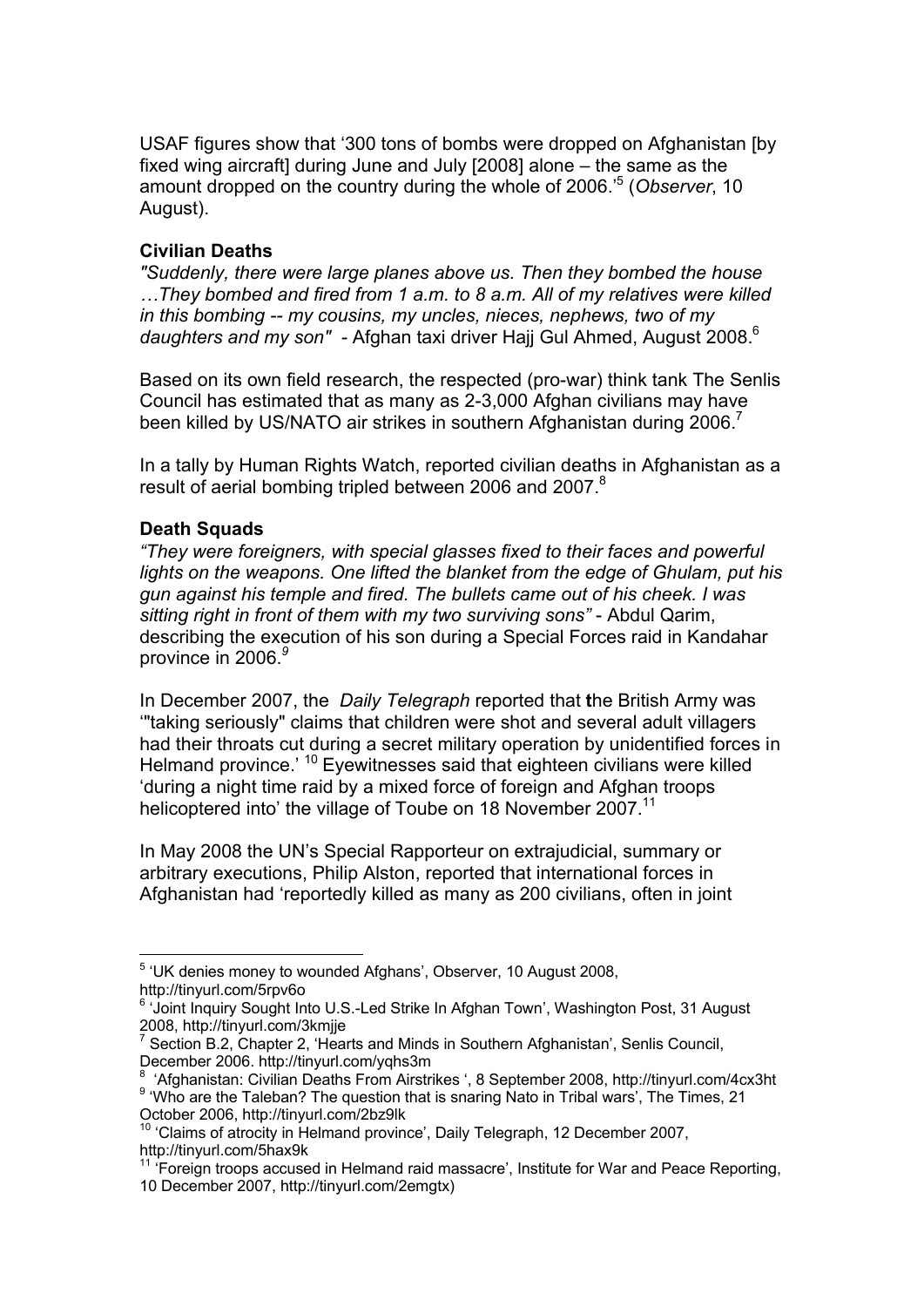USAF figures show that '300 tons of bombs were dropped on Afghanistan [by fixed wing aircraft] during June and July [2008] alone – the same as the amount dropped on the country during the whole of 2006.'[5] (*Observer*, 10 August).

**Civilian Deaths**

*"Suddenly, there were large planes above us. Then they bombed the house …They bombed and fired from 1 a.m. to 8 a.m. All of my relatives were killed in this bombing -- my cousins, my uncles, nieces, nephews, two of my daughters and my son"* - Afghan taxi driver Hajj Gul Ahmed, August 2008.[6]

Based on its own field research, the respected (pro-war) think tank The Senlis Council has estimated that as many as 2-3,000 Afghan civilians may have been killed by US/NATO air strikes in southern Afghanistan during 2006.[7]

In a tally by Human Rights Watch, reported civilian deaths in Afghanistan as a result of aerial bombing tripled between 2006 and 2007.[8]

**Death Squads**

*"They were foreigners, with special glasses fixed to their faces and powerful lights on the weapons. One lifted the blanket from the edge of Ghulam, put his gun against his temple and fired. The bullets came out of his cheek. I was sitting right in front of them with my two surviving sons"* - Abdul Qarim, describing the execution of his son during a Special Forces raid in Kandahar province in 2006.[9]

In December 2007, the *Daily Telegraph* reported that the British Army was '"taking seriously" claims that children were shot and several adult villagers had their throats cut during a secret military operation by unidentified forces in Helmand province.' [10] Eyewitnesses said that eighteen civilians were killed 'during a night time raid by a mixed force of foreign and Afghan troops helicoptered into' the village of Toube on 18 November 2007.[11]

In May 2008 the UN's Special Rapporteur on extrajudicial, summary or arbitrary executions, Philip Alston, reported that international forces in Afghanistan had 'reportedly killed as many as 200 civilians, often in joint

---

[5] 'UK denies money to wounded Afghans', Observer, 10 August 2008, http://tinyurl.com/5rpv6o

[6] 'Joint Inquiry Sought Into U.S.-Led Strike In Afghan Town', Washington Post, 31 August 2008, http://tinyurl.com/3kmjje

[7] Section B.2, Chapter 2, 'Hearts and Minds in Southern Afghanistan', Senlis Council, December 2006. http://tinyurl.com/yqhs3m

[8] 'Afghanistan: Civilian Deaths From Airstrikes ', 8 September 2008, http://tinyurl.com/4cx3ht

[9] 'Who are the Taleban? The question that is snaring Nato in Tribal wars', The Times, 21 October 2006, http://tinyurl.com/2bz9lk

[10] 'Claims of atrocity in Helmand province', Daily Telegraph, 12 December 2007, http://tinyurl.com/5hax9k

[11] 'Foreign troops accused in Helmand raid massacre', Institute for War and Peace Reporting, 10 December 2007, http://tinyurl.com/2emgtx)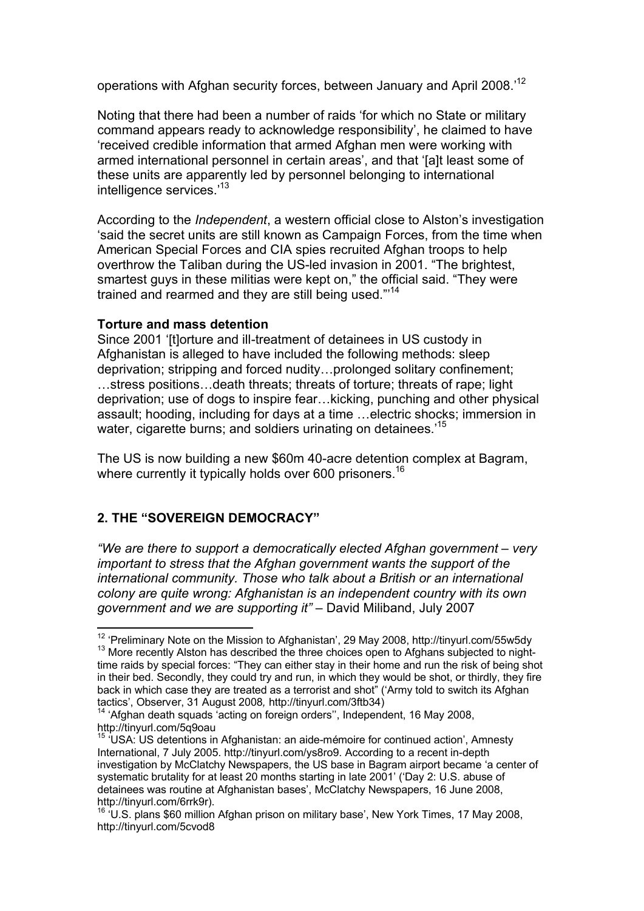operations with Afghan security forces, between January and April 2008.'[12]

Noting that there had been a number of raids 'for which no State or military command appears ready to acknowledge responsibility', he claimed to have 'received credible information that armed Afghan men were working with armed international personnel in certain areas', and that '[a]t least some of these units are apparently led by personnel belonging to international intelligence services.'[13]

According to the *Independent*, a western official close to Alston's investigation 'said the secret units are still known as Campaign Forces, from the time when American Special Forces and CIA spies recruited Afghan troops to help overthrow the Taliban during the US-led invasion in 2001. "The brightest, smartest guys in these militias were kept on," the official said. "They were trained and rearmed and they are still being used."'[14]

**Torture and mass detention**

Since 2001 '[t]orture and ill-treatment of detainees in US custody in Afghanistan is alleged to have included the following methods: sleep deprivation; stripping and forced nudity…prolonged solitary confinement; …stress positions…death threats; threats of torture; threats of rape; light deprivation; use of dogs to inspire fear…kicking, punching and other physical assault; hooding, including for days at a time …electric shocks; immersion in water, cigarette burns; and soldiers urinating on detainees.'[15]

The US is now building a new $60m 40-acre detention complex at Bagram, where currently it typically holds over 600 prisoners.[16]

## 2. THE "SOVEREIGN DEMOCRACY"

*"We are there to support a democratically elected Afghan government – very important to stress that the Afghan government wants the support of the international community. Those who talk about a British or an international colony are quite wrong: Afghanistan is an independent country with its own government and we are supporting it"* – David Miliband, July 2007

---

[12] 'Preliminary Note on the Mission to Afghanistan', 29 May 2008, http://tinyurl.com/55w5dy

[13] More recently Alston has described the three choices open to Afghans subjected to night-time raids by special forces: "They can either stay in their home and run the risk of being shot in their bed. Secondly, they could try and run, in which they would be shot, or thirdly, they fire back in which case they are treated as a terrorist and shot" ('Army told to switch its Afghan tactics', Observer, 31 August 2008, http://tinyurl.com/3ftb34)

[14] 'Afghan death squads 'acting on foreign orders'', Independent, 16 May 2008, http://tinyurl.com/5q9oau

[15] 'USA: US detentions in Afghanistan: an aide-mémoire for continued action', Amnesty International, 7 July 2005. http://tinyurl.com/ys8ro9. According to a recent in-depth investigation by McClatchy Newspapers, the US base in Bagram airport became 'a center of systematic brutality for at least 20 months starting in late 2001' ('Day 2: U.S. abuse of detainees was routine at Afghanistan bases', McClatchy Newspapers, 16 June 2008, http://tinyurl.com/6rrk9r).

[16] 'U.S. plans $60 million Afghan prison on military base', New York Times, 17 May 2008, http://tinyurl.com/5cvod8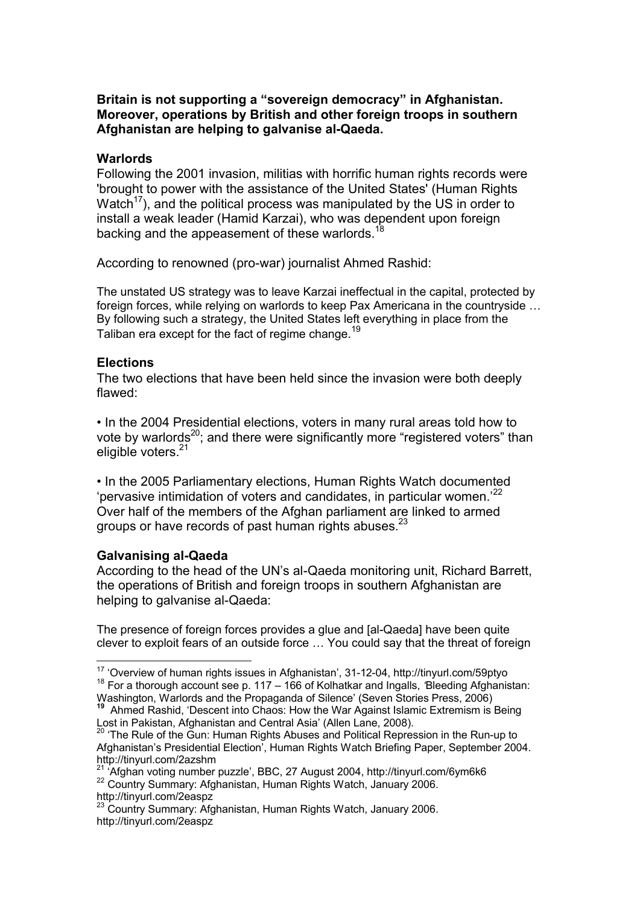**Britain is not supporting a "sovereign democracy" in Afghanistan. Moreover, operations by British and other foreign troops in southern Afghanistan are helping to galvanise al-Qaeda.**

### Warlords

Following the 2001 invasion, militias with horrific human rights records were 'brought to power with the assistance of the United States' (Human Rights Watch[17]), and the political process was manipulated by the US in order to install a weak leader (Hamid Karzai), who was dependent upon foreign backing and the appeasement of these warlords.[18]

According to renowned (pro-war) journalist Ahmed Rashid:

> The unstated US strategy was to leave Karzai ineffectual in the capital, protected by foreign forces, while relying on warlords to keep Pax Americana in the countryside … By following such a strategy, the United States left everything in place from the Taliban era except for the fact of regime change.[19]

### Elections

The two elections that have been held since the invasion were both deeply flawed:

- In the 2004 Presidential elections, voters in many rural areas told how to vote by warlords[20]; and there were significantly more "registered voters" than eligible voters.[21]

- In the 2005 Parliamentary elections, Human Rights Watch documented 'pervasive intimidation of voters and candidates, in particular women.'[22] Over half of the members of the Afghan parliament are linked to armed groups or have records of past human rights abuses.[23]

### Galvanising al-Qaeda

According to the head of the UN's al-Qaeda monitoring unit, Richard Barrett, the operations of British and foreign troops in southern Afghanistan are helping to galvanise al-Qaeda:

> The presence of foreign forces provides a glue and [al-Qaeda] have been quite clever to exploit fears of an outside force … You could say that the threat of foreign

---

[17] 'Overview of human rights issues in Afghanistan', 31-12-04, http://tinyurl.com/59ptyo

[18] For a thorough account see p. 117 – 166 of Kolhatkar and Ingalls, 'Bleeding Afghanistan: Washington, Warlords and the Propaganda of Silence' (Seven Stories Press, 2006)

[19] Ahmed Rashid, 'Descent into Chaos: How the War Against Islamic Extremism is Being Lost in Pakistan, Afghanistan and Central Asia' (Allen Lane, 2008).

[20] 'The Rule of the Gun: Human Rights Abuses and Political Repression in the Run-up to Afghanistan's Presidential Election', Human Rights Watch Briefing Paper, September 2004. http://tinyurl.com/2azshm

[21] 'Afghan voting number puzzle', BBC, 27 August 2004, http://tinyurl.com/6ym6k6

[22] Country Summary: Afghanistan, Human Rights Watch, January 2006. http://tinyurl.com/2easpz

[23] Country Summary: Afghanistan, Human Rights Watch, January 2006. http://tinyurl.com/2easpz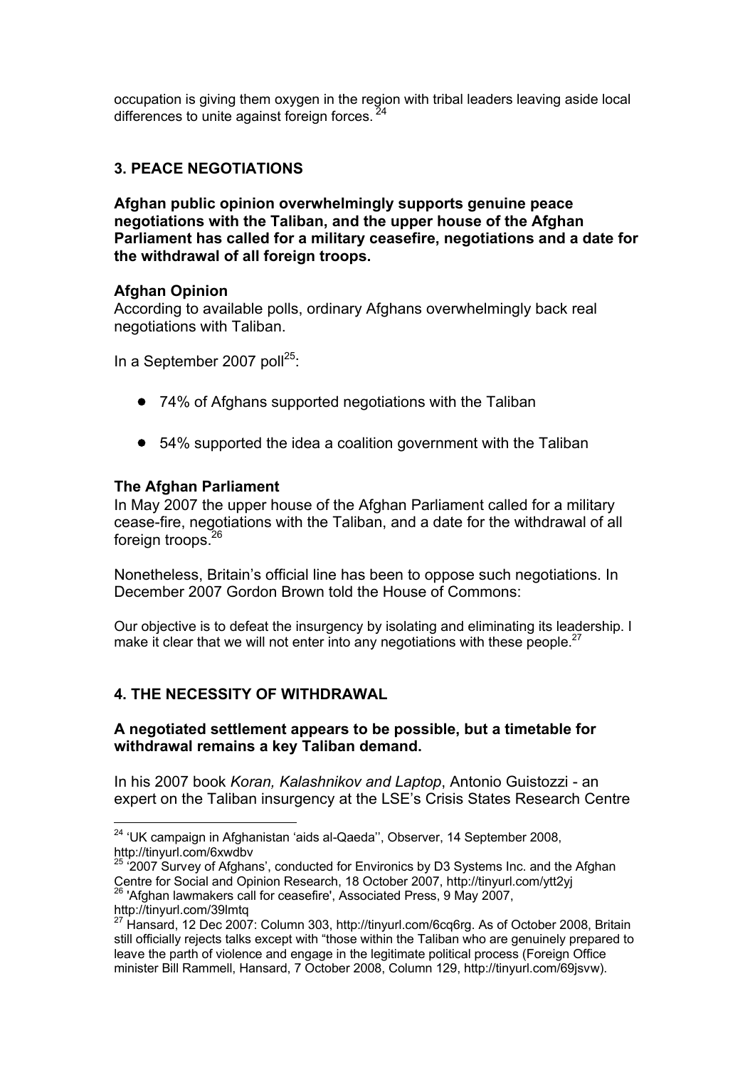occupation is giving them oxygen in the region with tribal leaders leaving aside local differences to unite against foreign forces. [24]

## 3. PEACE NEGOTIATIONS

**Afghan public opinion overwhelmingly supports genuine peace negotiations with the Taliban, and the upper house of the Afghan Parliament has called for a military ceasefire, negotiations and a date for the withdrawal of all foreign troops.**

### Afghan Opinion

According to available polls, ordinary Afghans overwhelmingly back real negotiations with Taliban.

In a September 2007 poll[25]:

- 74% of Afghans supported negotiations with the Taliban
- 54% supported the idea a coalition government with the Taliban

### The Afghan Parliament

In May 2007 the upper house of the Afghan Parliament called for a military cease-fire, negotiations with the Taliban, and a date for the withdrawal of all foreign troops.[26]

Nonetheless, Britain's official line has been to oppose such negotiations. In December 2007 Gordon Brown told the House of Commons:

Our objective is to defeat the insurgency by isolating and eliminating its leadership. I make it clear that we will not enter into any negotiations with these people.[27]

## 4. THE NECESSITY OF WITHDRAWAL

**A negotiated settlement appears to be possible, but a timetable for withdrawal remains a key Taliban demand.**

In his 2007 book *Koran, Kalashnikov and Laptop*, Antonio Guistozzi - an expert on the Taliban insurgency at the LSE's Crisis States Research Centre

---

[24] 'UK campaign in Afghanistan 'aids al-Qaeda'', Observer, 14 September 2008, http://tinyurl.com/6xwdbv

[25] '2007 Survey of Afghans', conducted for Environics by D3 Systems Inc. and the Afghan Centre for Social and Opinion Research, 18 October 2007, http://tinyurl.com/ytt2yj

[26] 'Afghan lawmakers call for ceasefire', Associated Press, 9 May 2007, http://tinyurl.com/39lmtq

[27] Hansard, 12 Dec 2007: Column 303, http://tinyurl.com/6cq6rg. As of October 2008, Britain still officially rejects talks except with "those within the Taliban who are genuinely prepared to leave the parth of violence and engage in the legitimate political process (Foreign Office minister Bill Rammell, Hansard, 7 October 2008, Column 129, http://tinyurl.com/69jsvw).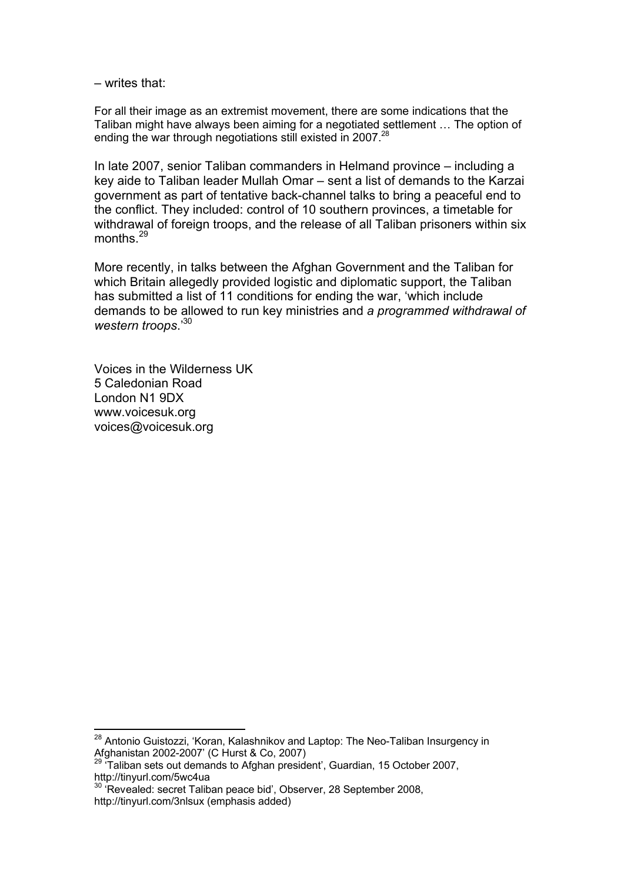– writes that:

For all their image as an extremist movement, there are some indications that the Taliban might have always been aiming for a negotiated settlement … The option of ending the war through negotiations still existed in 2007.[28]

In late 2007, senior Taliban commanders in Helmand province – including a key aide to Taliban leader Mullah Omar – sent a list of demands to the Karzai government as part of tentative back-channel talks to bring a peaceful end to the conflict. They included: control of 10 southern provinces, a timetable for withdrawal of foreign troops, and the release of all Taliban prisoners within six months.[29]

More recently, in talks between the Afghan Government and the Taliban for which Britain allegedly provided logistic and diplomatic support, the Taliban has submitted a list of 11 conditions for ending the war, 'which include demands to be allowed to run key ministries and *a programmed withdrawal of western troops*.'[30]

Voices in the Wilderness UK
5 Caledonian Road
London N1 9DX
www.voicesuk.org
voices@voicesuk.org

---

[28] Antonio Guistozzi, 'Koran, Kalashnikov and Laptop: The Neo-Taliban Insurgency in Afghanistan 2002-2007' (C Hurst & Co, 2007)

[29] 'Taliban sets out demands to Afghan president', Guardian, 15 October 2007, http://tinyurl.com/5wc4ua

[30] 'Revealed: secret Taliban peace bid', Observer, 28 September 2008, http://tinyurl.com/3nlsux (emphasis added)